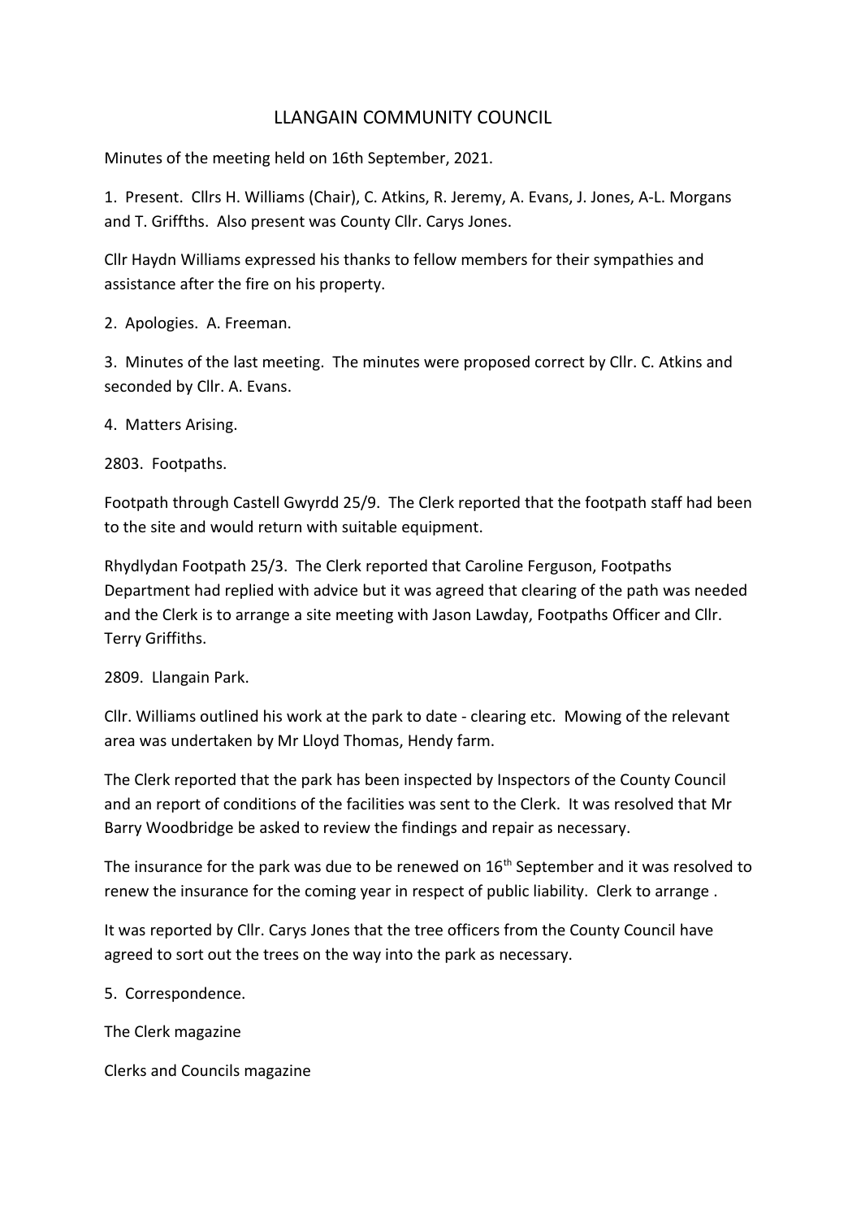# LLANGAIN COMMUNITY COUNCIL

Minutes of the meeting held on 16th September, 2021.

1. Present. Cllrs H. Williams (Chair), C. Atkins, R. Jeremy, A. Evans, J. Jones, A-L. Morgans and T. Griffths. Also present was County Cllr. Carys Jones.

Cllr Haydn Williams expressed his thanks to fellow members for their sympathies and assistance after the fire on his property.

2. Apologies. A. Freeman.

3. Minutes of the last meeting. The minutes were proposed correct by Cllr. C. Atkins and seconded by Cllr. A. Evans.

4. Matters Arising.

2803. Footpaths.

Footpath through Castell Gwyrdd 25/9. The Clerk reported that the footpath staff had been to the site and would return with suitable equipment.

Rhydlydan Footpath 25/3. The Clerk reported that Caroline Ferguson, Footpaths Department had replied with advice but it was agreed that clearing of the path was needed and the Clerk is to arrange a site meeting with Jason Lawday, Footpaths Officer and Cllr. Terry Griffiths.

2809. Llangain Park.

Cllr. Williams outlined his work at the park to date - clearing etc. Mowing of the relevant area was undertaken by Mr Lloyd Thomas, Hendy farm.

The Clerk reported that the park has been inspected by Inspectors of the County Council and an report of conditions of the facilities was sent to the Clerk. It was resolved that Mr Barry Woodbridge be asked to review the findings and repair as necessary.

The insurance for the park was due to be renewed on 16th September and it was resolved to renew the insurance for the coming year in respect of public liability. Clerk to arrange .

It was reported by Cllr. Carys Jones that the tree officers from the County Council have agreed to sort out the trees on the way into the park as necessary.

5. Correspondence.

The Clerk magazine

Clerks and Councils magazine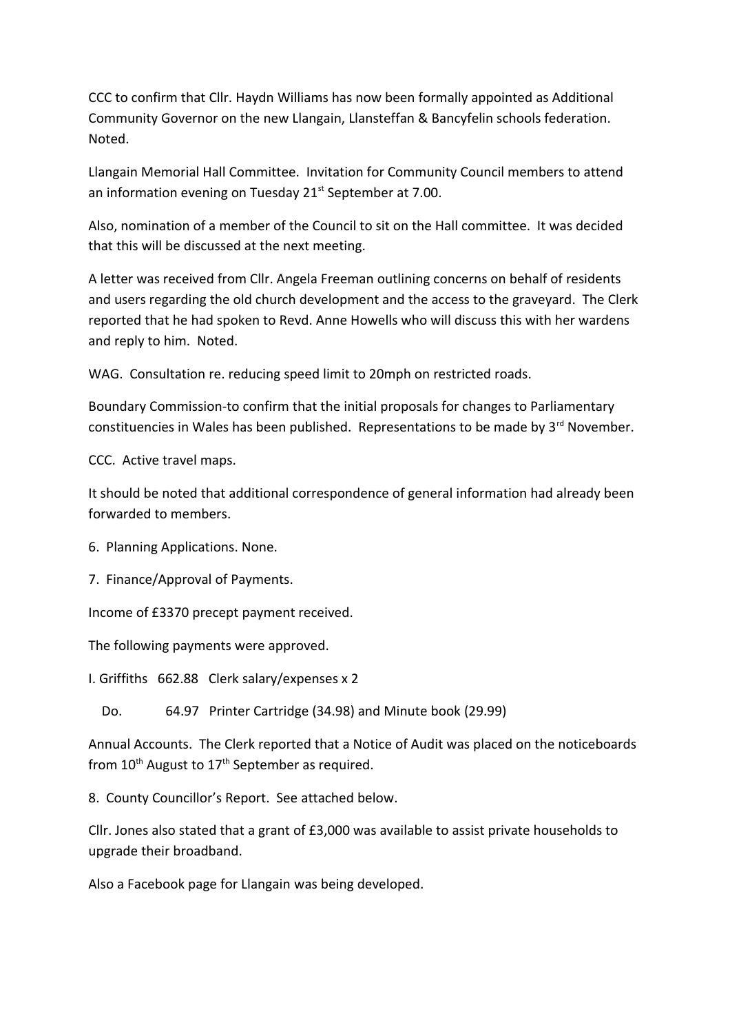CCC to confirm that Cllr. Haydn Williams has now been formally appointed as Additional Community Governor on the new Llangain, Llansteffan & Bancyfelin schools federation. Noted.

Llangain Memorial Hall Committee. Invitation for Community Council members to attend an information evening on Tuesday 21st September at 7.00.

Also, nomination of a member of the Council to sit on the Hall committee. It was decided that this will be discussed at the next meeting.

A letter was received from Cllr. Angela Freeman outlining concerns on behalf of residents and users regarding the old church development and the access to the graveyard. The Clerk reported that he had spoken to Revd. Anne Howells who will discuss this with her wardens and reply to him. Noted.

WAG. Consultation re. reducing speed limit to 20mph on restricted roads.

Boundary Commission-to confirm that the initial proposals for changes to Parliamentary constituencies in Wales has been published. Representations to be made by 3rd November.

CCC. Active travel maps.

It should be noted that additional correspondence of general information had already been forwarded to members.

6. Planning Applications. None.

7. Finance/Approval of Payments.

Income of £3370 precept payment received.

The following payments were approved.

I. Griffiths 662.88 Clerk salary/expenses x 2

Do. 64.97 Printer Cartridge (34.98) and Minute book (29.99)

Annual Accounts. The Clerk reported that a Notice of Audit was placed on the noticeboards from 10th August to 17th September as required.

8. County Councillor's Report. See attached below.

Cllr. Jones also stated that a grant of £3,000 was available to assist private households to upgrade their broadband.

Also a Facebook page for Llangain was being developed.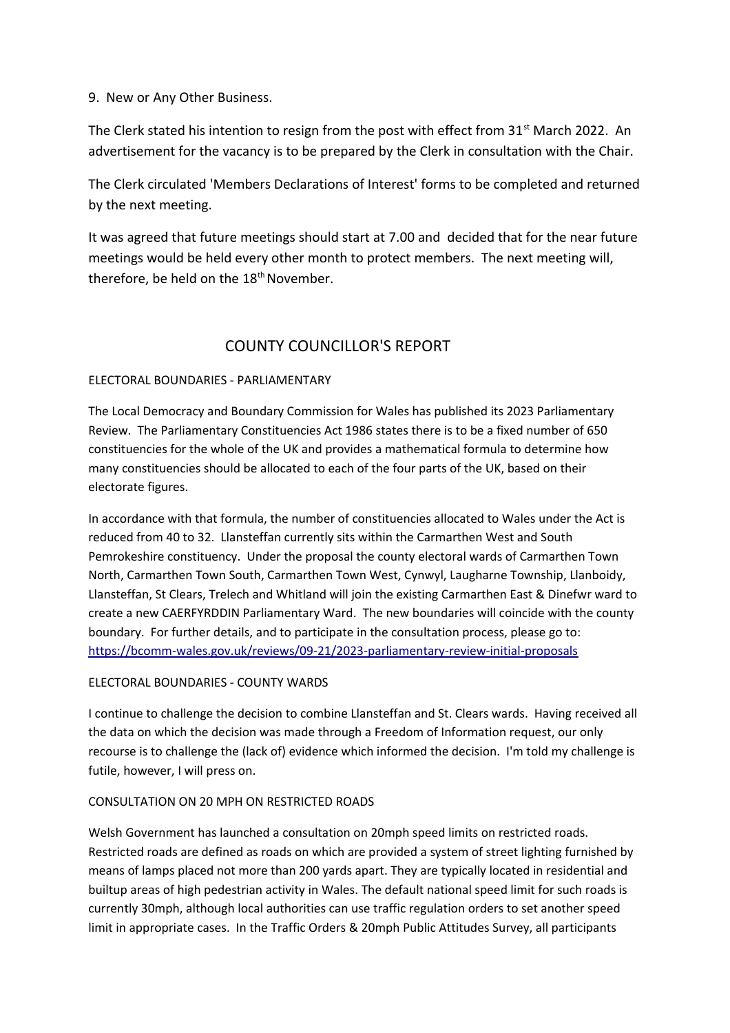9. New or Any Other Business.

The Clerk stated his intention to resign from the post with effect from 31st March 2022. An advertisement for the vacancy is to be prepared by the Clerk in consultation with the Chair.

The Clerk circulated 'Members Declarations of Interest' forms to be completed and returned by the next meeting.

It was agreed that future meetings should start at 7.00 and decided that for the near future meetings would be held every other month to protect members. The next meeting will, therefore, be held on the 18th November.

## COUNTY COUNCILLOR'S REPORT

### ELECTORAL BOUNDARIES - PARLIAMENTARY

The Local Democracy and Boundary Commission for Wales has published its 2023 Parliamentary Review. The Parliamentary Constituencies Act 1986 states there is to be a fixed number of 650 constituencies for the whole of the UK and provides a mathematical formula to determine how many constituencies should be allocated to each of the four parts of the UK, based on their electorate figures.

In accordance with that formula, the number of constituencies allocated to Wales under the Act is reduced from 40 to 32. Llansteffan currently sits within the Carmarthen West and South Pemrokeshire constituency. Under the proposal the county electoral wards of Carmarthen Town North, Carmarthen Town South, Carmarthen Town West, Cynwyl, Laugharne Township, Llanboidy, Llansteffan, St Clears, Trelech and Whitland will join the existing Carmarthen East & Dinefwr ward to create a new CAERFYRDDIN Parliamentary Ward. The new boundaries will coincide with the county boundary. For further details, and to participate in the consultation process, please go to: https://bcomm-wales.gov.uk/reviews/09-21/2023-parliamentary-review-initial-proposals

### ELECTORAL BOUNDARIES - COUNTY WARDS

I continue to challenge the decision to combine Llansteffan and St. Clears wards. Having received all the data on which the decision was made through a Freedom of Information request, our only recourse is to challenge the (lack of) evidence which informed the decision. I'm told my challenge is futile, however, I will press on.

### CONSULTATION ON 20 MPH ON RESTRICTED ROADS

Welsh Government has launched a consultation on 20mph speed limits on restricted roads. Restricted roads are defined as roads on which are provided a system of street lighting furnished by means of lamps placed not more than 200 yards apart. They are typically located in residential and builtup areas of high pedestrian activity in Wales. The default national speed limit for such roads is currently 30mph, although local authorities can use traffic regulation orders to set another speed limit in appropriate cases. In the Traffic Orders & 20mph Public Attitudes Survey, all participants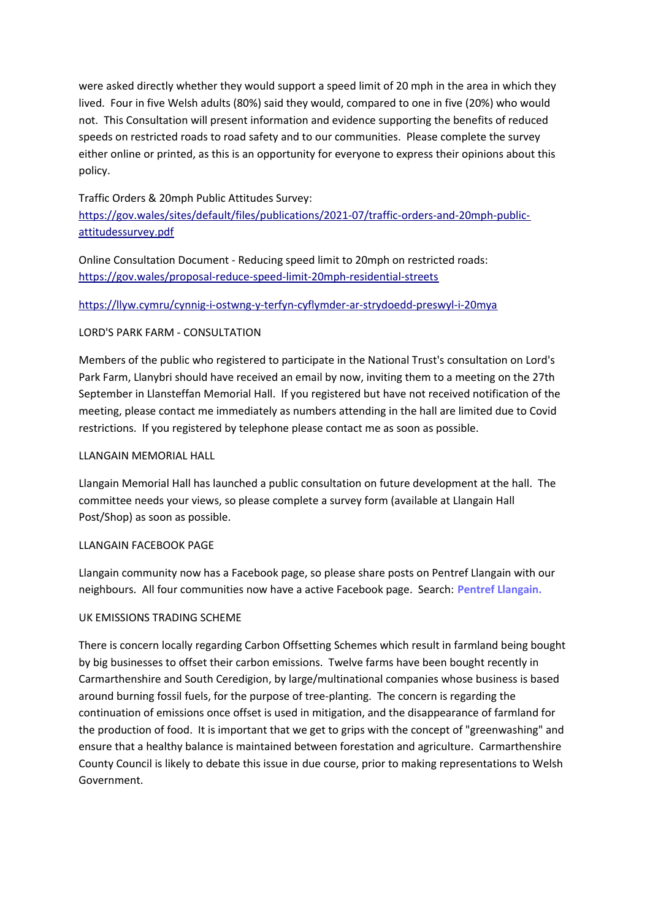were asked directly whether they would support a speed limit of 20 mph in the area in which they lived. Four in five Welsh adults (80%) said they would, compared to one in five (20%) who would not. This Consultation will present information and evidence supporting the benefits of reduced speeds on restricted roads to road safety and to our communities. Please complete the survey either online or printed, as this is an opportunity for everyone to express their opinions about this policy.

Traffic Orders & 20mph Public Attitudes Survey:
[https://gov.wales/sites/default/files/publications/2021-07/traffic-orders-and-20mph-public-attitudessurvey.pdf](https://gov.wales/sites/default/files/publications/2021-07/traffic-orders-and-20mph-public-attitudessurvey.pdf)

Online Consultation Document - Reducing speed limit to 20mph on restricted roads:
[https://gov.wales/proposal-reduce-speed-limit-20mph-residential-streets](https://gov.wales/proposal-reduce-speed-limit-20mph-residential-streets)

[https://llyw.cymru/cynnig-i-ostwng-y-terfyn-cyflymder-ar-strydoedd-preswyl-i-20mya](https://llyw.cymru/cynnig-i-ostwng-y-terfyn-cyflymder-ar-strydoedd-preswyl-i-20mya)

LORD'S PARK FARM - CONSULTATION

Members of the public who registered to participate in the National Trust's consultation on Lord's Park Farm, Llanybri should have received an email by now, inviting them to a meeting on the 27th September in Llansteffan Memorial Hall. If you registered but have not received notification of the meeting, please contact me immediately as numbers attending in the hall are limited due to Covid restrictions. If you registered by telephone please contact me as soon as possible.

LLANGAIN MEMORIAL HALL

Llangain Memorial Hall has launched a public consultation on future development at the hall. The committee needs your views, so please complete a survey form (available at Llangain Hall Post/Shop) as soon as possible.

LLANGAIN FACEBOOK PAGE

Llangain community now has a Facebook page, so please share posts on Pentref Llangain with our neighbours. All four communities now have a active Facebook page. Search: **Pentref Llangain.**

UK EMISSIONS TRADING SCHEME

There is concern locally regarding Carbon Offsetting Schemes which result in farmland being bought by big businesses to offset their carbon emissions. Twelve farms have been bought recently in Carmarthenshire and South Ceredigion, by large/multinational companies whose business is based around burning fossil fuels, for the purpose of tree-planting. The concern is regarding the continuation of emissions once offset is used in mitigation, and the disappearance of farmland for the production of food. It is important that we get to grips with the concept of "greenwashing" and ensure that a healthy balance is maintained between forestation and agriculture. Carmarthenshire County Council is likely to debate this issue in due course, prior to making representations to Welsh Government.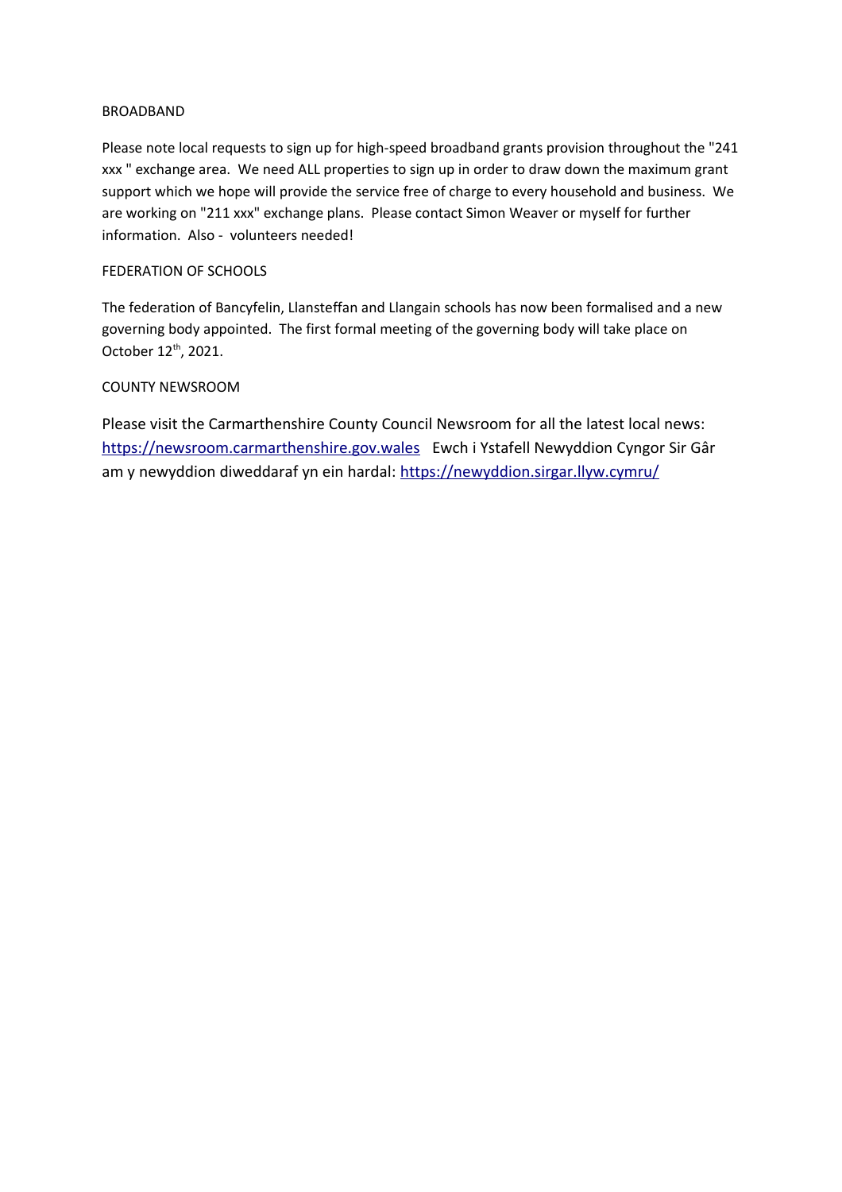## BROADBAND

Please note local requests to sign up for high-speed broadband grants provision throughout the "241 xxx " exchange area. We need ALL properties to sign up in order to draw down the maximum grant support which we hope will provide the service free of charge to every household and business. We are working on "211 xxx" exchange plans. Please contact Simon Weaver or myself for further information. Also - volunteers needed!

## FEDERATION OF SCHOOLS

The federation of Bancyfelin, Llansteffan and Llangain schools has now been formalised and a new governing body appointed. The first formal meeting of the governing body will take place on October 12th, 2021.

## COUNTY NEWSROOM

Please visit the Carmarthenshire County Council Newsroom for all the latest local news: https://newsroom.carmarthenshire.gov.wales Ewch i Ystafell Newyddion Cyngor Sir Gâr am y newyddion diweddaraf yn ein hardal: https://newyddion.sirgar.llyw.cymru/